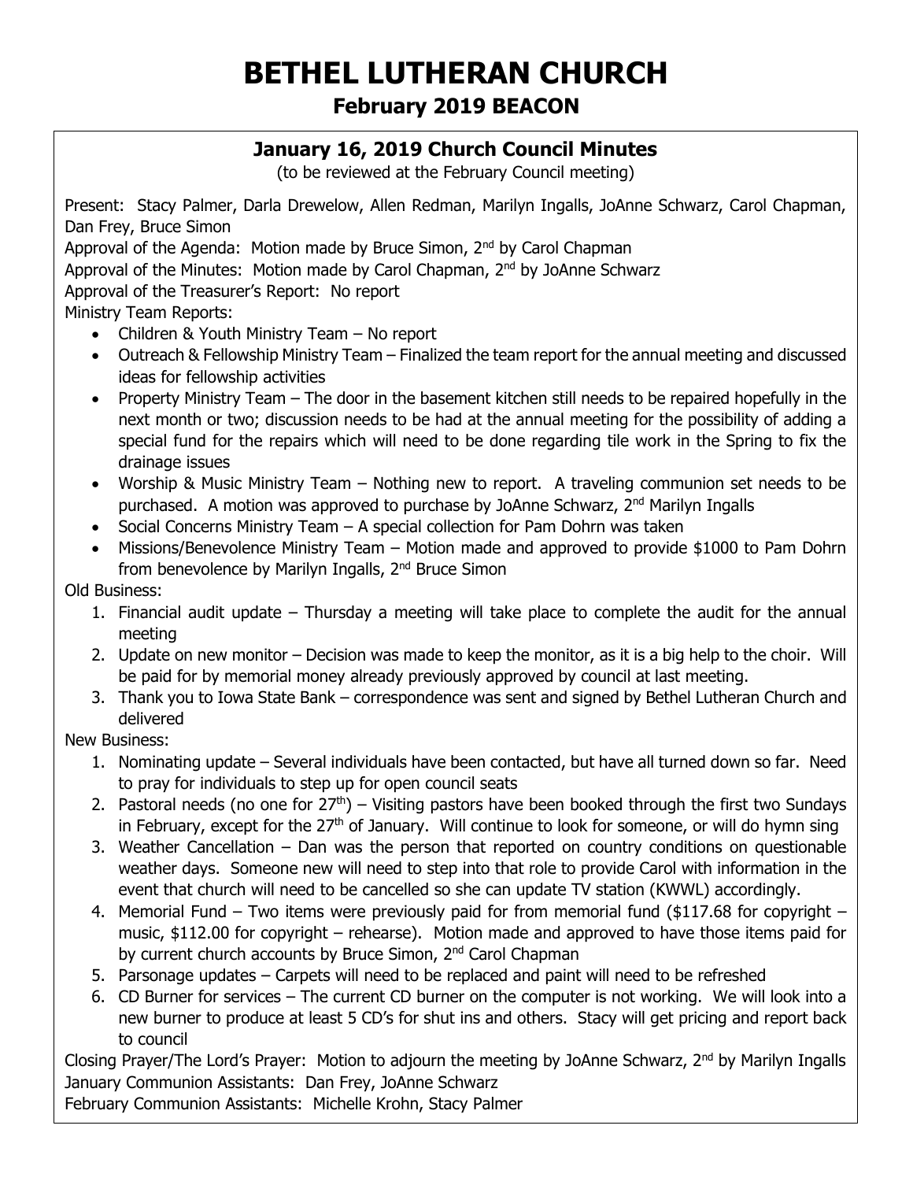# BETHEL LUTHERAN CHURCH

## February 2019 BEACON

### January 16, 2019 Church Council Minutes

(to be reviewed at the February Council meeting)

Present: Stacy Palmer, Darla Drewelow, Allen Redman, Marilyn Ingalls, JoAnne Schwarz, Carol Chapman, Dan Frey, Bruce Simon

Approval of the Agenda: Motion made by Bruce Simon, 2nd by Carol Chapman

Approval of the Minutes: Motion made by Carol Chapman, 2nd by JoAnne Schwarz

Approval of the Treasurer's Report: No report

Ministry Team Reports:

- Children & Youth Ministry Team – No report
- Outreach & Fellowship Ministry Team – Finalized the team report for the annual meeting and discussed ideas for fellowship activities
- Property Ministry Team – The door in the basement kitchen still needs to be repaired hopefully in the next month or two; discussion needs to be had at the annual meeting for the possibility of adding a special fund for the repairs which will need to be done regarding tile work in the Spring to fix the drainage issues
- Worship & Music Ministry Team – Nothing new to report. A traveling communion set needs to be purchased. A motion was approved to purchase by JoAnne Schwarz, 2nd Marilyn Ingalls
- Social Concerns Ministry Team – A special collection for Pam Dohrn was taken
- Missions/Benevolence Ministry Team – Motion made and approved to provide $1000 to Pam Dohrn from benevolence by Marilyn Ingalls, 2nd Bruce Simon

Old Business:

1. Financial audit update – Thursday a meeting will take place to complete the audit for the annual meeting
2. Update on new monitor – Decision was made to keep the monitor, as it is a big help to the choir. Will be paid for by memorial money already previously approved by council at last meeting.
3. Thank you to Iowa State Bank – correspondence was sent and signed by Bethel Lutheran Church and delivered

New Business:

1. Nominating update – Several individuals have been contacted, but have all turned down so far. Need to pray for individuals to step up for open council seats
2. Pastoral needs (no one for 27th) – Visiting pastors have been booked through the first two Sundays in February, except for the 27th of January. Will continue to look for someone, or will do hymn sing
3. Weather Cancellation – Dan was the person that reported on country conditions on questionable weather days. Someone new will need to step into that role to provide Carol with information in the event that church will need to be cancelled so she can update TV station (KWWL) accordingly.
4. Memorial Fund – Two items were previously paid for from memorial fund ($117.68 for copyright – music, $112.00 for copyright – rehearse). Motion made and approved to have those items paid for by current church accounts by Bruce Simon, 2nd Carol Chapman
5. Parsonage updates – Carpets will need to be replaced and paint will need to be refreshed
6. CD Burner for services – The current CD burner on the computer is not working. We will look into a new burner to produce at least 5 CD's for shut ins and others. Stacy will get pricing and report back to council

Closing Prayer/The Lord's Prayer: Motion to adjourn the meeting by JoAnne Schwarz, 2nd by Marilyn Ingalls

January Communion Assistants: Dan Frey, JoAnne Schwarz

February Communion Assistants: Michelle Krohn, Stacy Palmer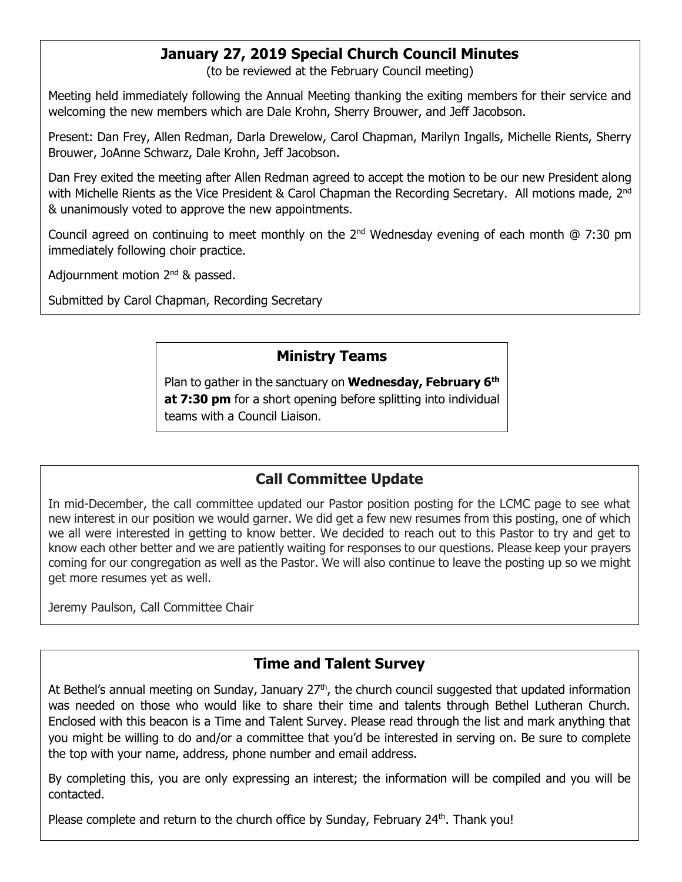## January 27, 2019 Special Church Council Minutes

(to be reviewed at the February Council meeting)

Meeting held immediately following the Annual Meeting thanking the exiting members for their service and welcoming the new members which are Dale Krohn, Sherry Brouwer, and Jeff Jacobson.

Present: Dan Frey, Allen Redman, Darla Drewelow, Carol Chapman, Marilyn Ingalls, Michelle Rients, Sherry Brouwer, JoAnne Schwarz, Dale Krohn, Jeff Jacobson.

Dan Frey exited the meeting after Allen Redman agreed to accept the motion to be our new President along with Michelle Rients as the Vice President & Carol Chapman the Recording Secretary. All motions made, 2nd & unanimously voted to approve the new appointments.

Council agreed on continuing to meet monthly on the 2nd Wednesday evening of each month @ 7:30 pm immediately following choir practice.

Adjournment motion 2nd & passed.

Submitted by Carol Chapman, Recording Secretary

## Ministry Teams

Plan to gather in the sanctuary on **Wednesday, February 6th at 7:30 pm** for a short opening before splitting into individual teams with a Council Liaison.

## Call Committee Update

In mid-December, the call committee updated our Pastor position posting for the LCMC page to see what new interest in our position we would garner. We did get a few new resumes from this posting, one of which we all were interested in getting to know better. We decided to reach out to this Pastor to try and get to know each other better and we are patiently waiting for responses to our questions. Please keep your prayers coming for our congregation as well as the Pastor. We will also continue to leave the posting up so we might get more resumes yet as well.

Jeremy Paulson, Call Committee Chair

## Time and Talent Survey

At Bethel's annual meeting on Sunday, January 27th, the church council suggested that updated information was needed on those who would like to share their time and talents through Bethel Lutheran Church. Enclosed with this beacon is a Time and Talent Survey. Please read through the list and mark anything that you might be willing to do and/or a committee that you'd be interested in serving on. Be sure to complete the top with your name, address, phone number and email address.

By completing this, you are only expressing an interest; the information will be compiled and you will be contacted.

Please complete and return to the church office by Sunday, February 24th. Thank you!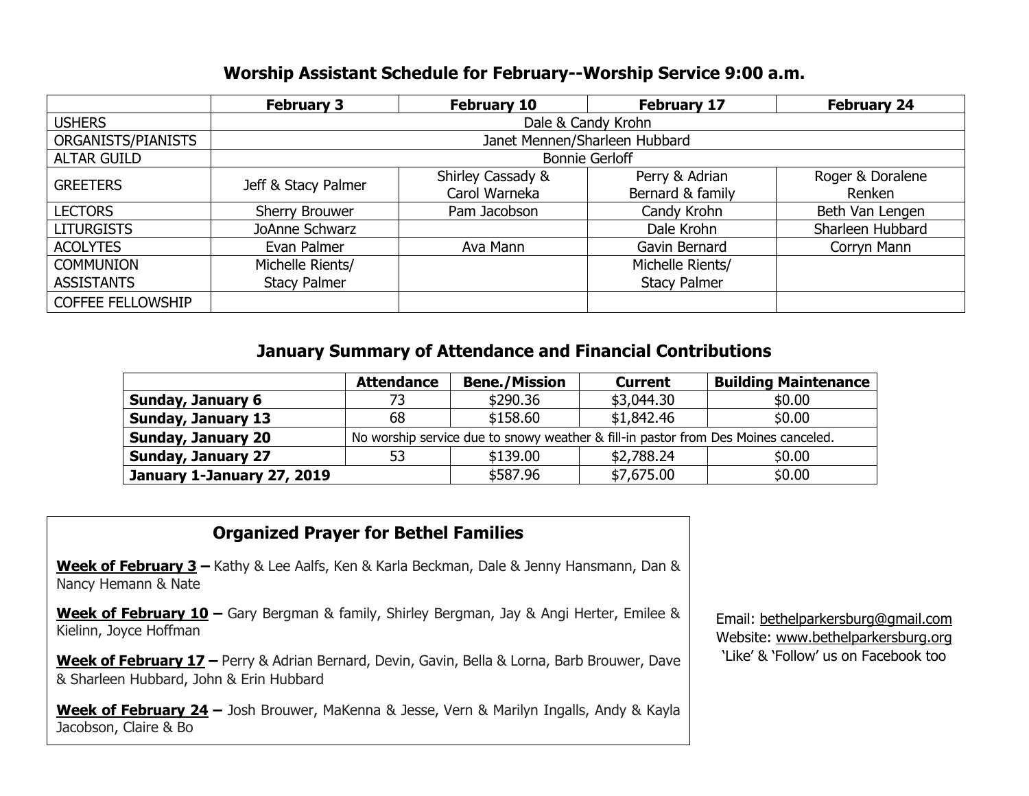## Worship Assistant Schedule for February--Worship Service 9:00 a.m.

| | February 3 | February 10 | February 17 | February 24 |
|---|---|---|---|---|
| USHERS | Dale & Candy Krohn | | | |
| ORGANISTS/PIANISTS | Janet Mennen/Sharleen Hubbard | | | |
| ALTAR GUILD | Bonnie Gerloff | | | |
| GREETERS | Jeff & Stacy Palmer | Shirley Cassady & Carol Warneka | Perry & Adrian Bernard & family | Roger & Doralene Renken |
| LECTORS | Sherry Brouwer | Pam Jacobson | Candy Krohn | Beth Van Lengen |
| LITURGISTS | JoAnne Schwarz | | Dale Krohn | Sharleen Hubbard |
| ACOLYTES | Evan Palmer | Ava Mann | Gavin Bernard | Corryn Mann |
| COMMUNION ASSISTANTS | Michelle Rients/ Stacy Palmer | | Michelle Rients/ Stacy Palmer | |
| COFFEE FELLOWSHIP | | | | |

## January Summary of Attendance and Financial Contributions

| | Attendance | Bene./Mission | Current | Building Maintenance |
|---|---|---|---|---|
| **Sunday, January 6** | 73 | $290.36 | $3,044.30 | $0.00 |
| **Sunday, January 13** | 68 | $158.60 | $1,842.46 | $0.00 |
| **Sunday, January 20** | No worship service due to snowy weather & fill-in pastor from Des Moines canceled. | | | |
| **Sunday, January 27** | 53 | $139.00 | $2,788.24 | $0.00 |
| **January 1-January 27, 2019** | | $587.96 | $7,675.00 | $0.00 |

## Organized Prayer for Bethel Families

**Week of February 3 –** Kathy & Lee Aalfs, Ken & Karla Beckman, Dale & Jenny Hansmann, Dan & Nancy Hemann & Nate

**Week of February 10 –** Gary Bergman & family, Shirley Bergman, Jay & Angi Herter, Emilee & Kielinn, Joyce Hoffman

**Week of February 17 –** Perry & Adrian Bernard, Devin, Gavin, Bella & Lorna, Barb Brouwer, Dave & Sharleen Hubbard, John & Erin Hubbard

**Week of February 24 –** Josh Brouwer, MaKenna & Jesse, Vern & Marilyn Ingalls, Andy & Kayla Jacobson, Claire & Bo

Email: bethelparkersburg@gmail.com
Website: www.bethelparkersburg.org
'Like' & 'Follow' us on Facebook too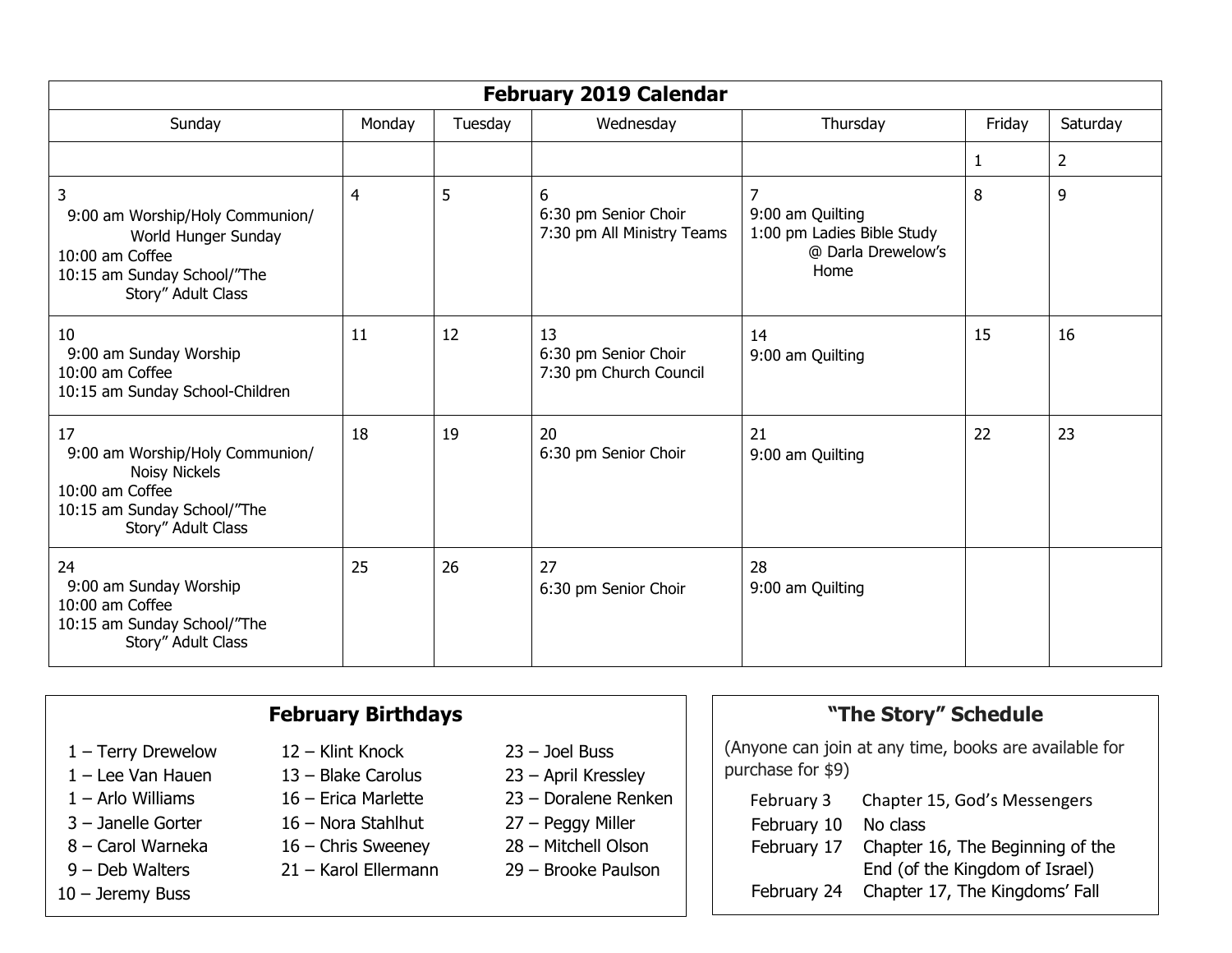## February 2019 Calendar

| Sunday | Monday | Tuesday | Wednesday | Thursday | Friday | Saturday |
|---|---|---|---|---|---|---|
| | | | | | 1 | 2 |
| 3<br>9:00 am Worship/Holy Communion/ World Hunger Sunday<br>10:00 am Coffee<br>10:15 am Sunday School/"The Story" Adult Class | 4 | 5 | 6<br>6:30 pm Senior Choir<br>7:30 pm All Ministry Teams | 7<br>9:00 am Quilting<br>1:00 pm Ladies Bible Study @ Darla Drewelow's Home | 8 | 9 |
| 10<br>9:00 am Sunday Worship<br>10:00 am Coffee<br>10:15 am Sunday School-Children | 11 | 12 | 13<br>6:30 pm Senior Choir<br>7:30 pm Church Council | 14<br>9:00 am Quilting | 15 | 16 |
| 17<br>9:00 am Worship/Holy Communion/ Noisy Nickels<br>10:00 am Coffee<br>10:15 am Sunday School/"The Story" Adult Class | 18 | 19 | 20<br>6:30 pm Senior Choir | 21<br>9:00 am Quilting | 22 | 23 |
| 24<br>9:00 am Sunday Worship<br>10:00 am Coffee<br>10:15 am Sunday School/"The Story" Adult Class | 25 | 26 | 27<br>6:30 pm Senior Choir | 28<br>9:00 am Quilting | | |

## February Birthdays

1 – Terry Drewelow
1 – Lee Van Hauen
1 – Arlo Williams
3 – Janelle Gorter
8 – Carol Warneka
9 – Deb Walters
10 – Jeremy Buss
12 – Klint Knock
13 – Blake Carolus
16 – Erica Marlette
16 – Nora Stahlhut
16 – Chris Sweeney
21 – Karol Ellermann
23 – Joel Buss
23 – April Kressley
23 – Doralene Renken
27 – Peggy Miller
28 – Mitchell Olson
29 – Brooke Paulson

## "The Story" Schedule

(Anyone can join at any time, books are available for purchase for $9)

| | |
|---|---|
| February 3 | Chapter 15, God's Messengers |
| February 10 | No class |
| February 17 | Chapter 16, The Beginning of the End (of the Kingdom of Israel) |
| February 24 | Chapter 17, The Kingdoms' Fall |